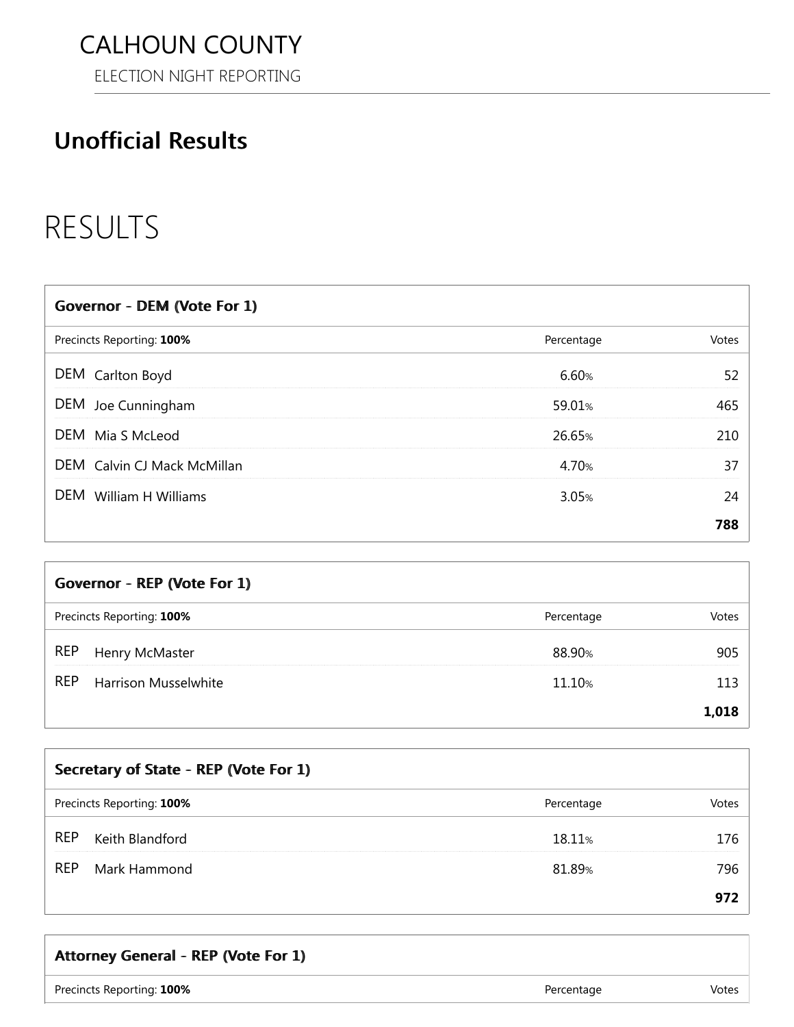# CALHOUN COUNTY

ELECTION NIGHT REPORTING

## Unofficial Results

# RESULTS

### Governor - DEM (Vote For 1)

| Precincts Reporting: **100%** | | Percentage | Votes |
|---|---|---|---|
| DEM | Carlton Boyd | 6.60% | 52 |
| DEM | Joe Cunningham | 59.01% | 465 |
| DEM | Mia S McLeod | 26.65% | 210 |
| DEM | Calvin CJ Mack McMillan | 4.70% | 37 |
| DEM | William H Williams | 3.05% | 24 |
| | | | **788** |

### Governor - REP (Vote For 1)

| Precincts Reporting: **100%** | | Percentage | Votes |
|---|---|---|---|
| REP | Henry McMaster | 88.90% | 905 |
| REP | Harrison Musselwhite | 11.10% | 113 |
| | | | **1,018** |

### Secretary of State - REP (Vote For 1)

| Precincts Reporting: **100%** | | Percentage | Votes |
|---|---|---|---|
| REP | Keith Blandford | 18.11% | 176 |
| REP | Mark Hammond | 81.89% | 796 |
| | | | **972** |

### Attorney General - REP (Vote For 1)

| Precincts Reporting: **100%** | | Percentage | Votes |
|---|---|---|---|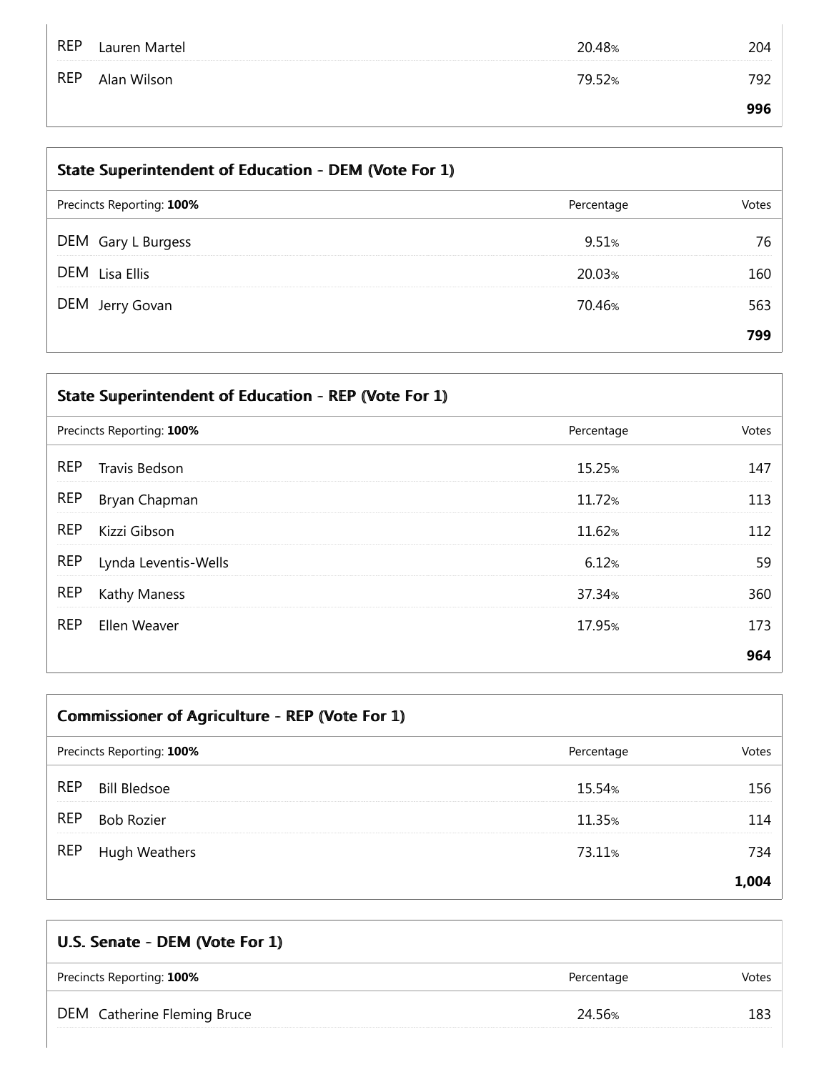| | | Percentage | Votes |
|---|---|---|---|
| REP | Lauren Martel | 20.48% | 204 |
| REP | Alan Wilson | 79.52% | 792 |
| | | | **996** |

### State Superintendent of Education - DEM (Vote For 1)

| Precincts Reporting: **100%** | | Percentage | Votes |
|---|---|---|---|
| DEM | Gary L Burgess | 9.51% | 76 |
| DEM | Lisa Ellis | 20.03% | 160 |
| DEM | Jerry Govan | 70.46% | 563 |
| | | | **799** |

### State Superintendent of Education - REP (Vote For 1)

| Precincts Reporting: **100%** | | Percentage | Votes |
|---|---|---|---|
| REP | Travis Bedson | 15.25% | 147 |
| REP | Bryan Chapman | 11.72% | 113 |
| REP | Kizzi Gibson | 11.62% | 112 |
| REP | Lynda Leventis-Wells | 6.12% | 59 |
| REP | Kathy Maness | 37.34% | 360 |
| REP | Ellen Weaver | 17.95% | 173 |
| | | | **964** |

### Commissioner of Agriculture - REP (Vote For 1)

| Precincts Reporting: **100%** | | Percentage | Votes |
|---|---|---|---|
| REP | Bill Bledsoe | 15.54% | 156 |
| REP | Bob Rozier | 11.35% | 114 |
| REP | Hugh Weathers | 73.11% | 734 |
| | | | **1,004** |

### U.S. Senate - DEM (Vote For 1)

| Precincts Reporting: **100%** | | Percentage | Votes |
|---|---|---|---|
| DEM | Catherine Fleming Bruce | 24.56% | 183 |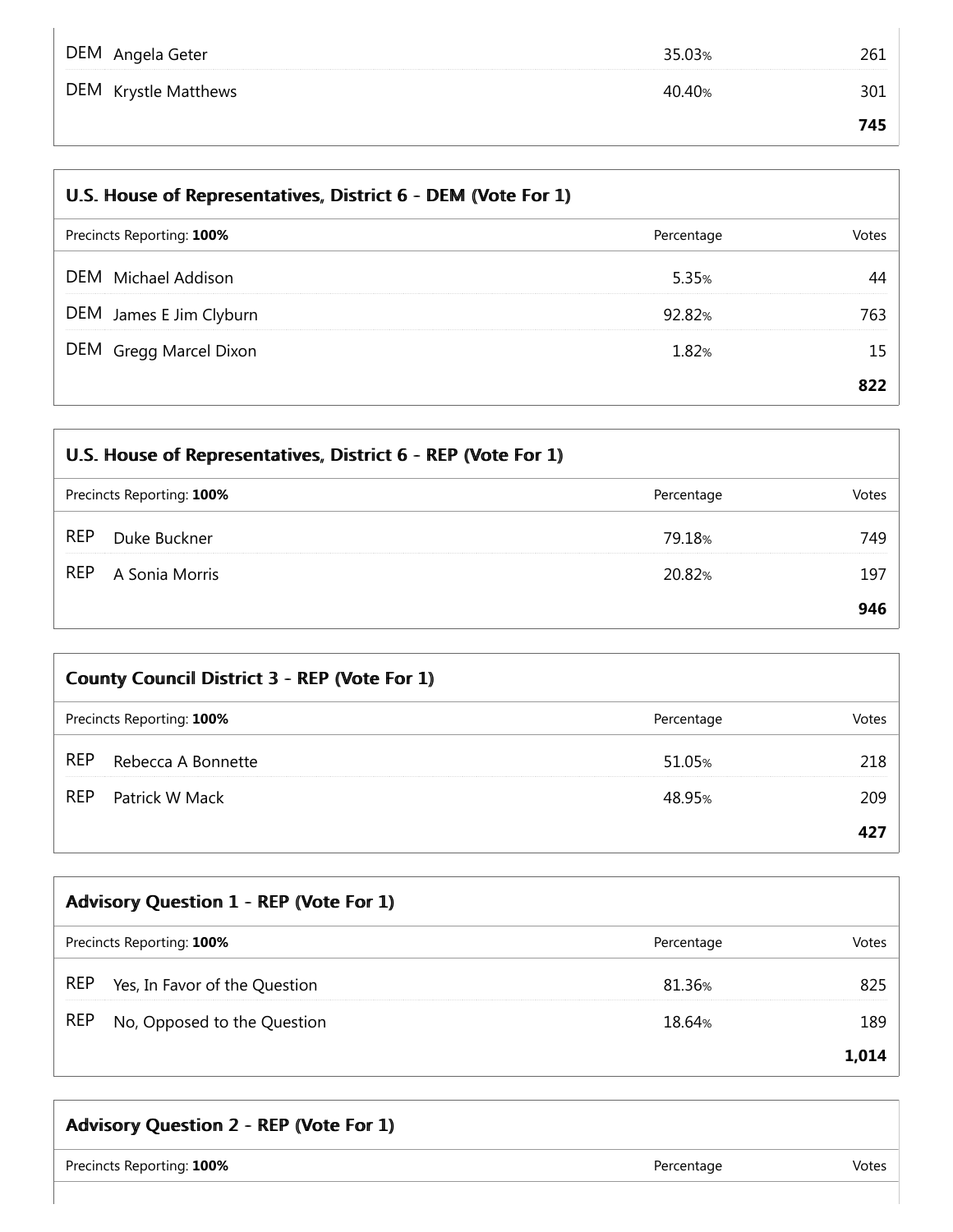| | | | |
|---|---|---|---|
| DEM | Angela Geter | 35.03% | 261 |
| DEM | Krystle Matthews | 40.40% | 301 |
| | | | **745** |

## U.S. House of Representatives, District 6 - DEM (Vote For 1)

| Precincts Reporting: **100%** | | Percentage | Votes |
|---|---|---|---|
| DEM | Michael Addison | 5.35% | 44 |
| DEM | James E Jim Clyburn | 92.82% | 763 |
| DEM | Gregg Marcel Dixon | 1.82% | 15 |
| | | | **822** |

## U.S. House of Representatives, District 6 - REP (Vote For 1)

| Precincts Reporting: **100%** | | Percentage | Votes |
|---|---|---|---|
| REP | Duke Buckner | 79.18% | 749 |
| REP | A Sonia Morris | 20.82% | 197 |
| | | | **946** |

## County Council District 3 - REP (Vote For 1)

| Precincts Reporting: **100%** | | Percentage | Votes |
|---|---|---|---|
| REP | Rebecca A Bonnette | 51.05% | 218 |
| REP | Patrick W Mack | 48.95% | 209 |
| | | | **427** |

## Advisory Question 1 - REP (Vote For 1)

| Precincts Reporting: **100%** | | Percentage | Votes |
|---|---|---|---|
| REP | Yes, In Favor of the Question | 81.36% | 825 |
| REP | No, Opposed to the Question | 18.64% | 189 |
| | | | **1,014** |

## Advisory Question 2 - REP (Vote For 1)

| Precincts Reporting: **100%** | | Percentage | Votes |
|---|---|---|---|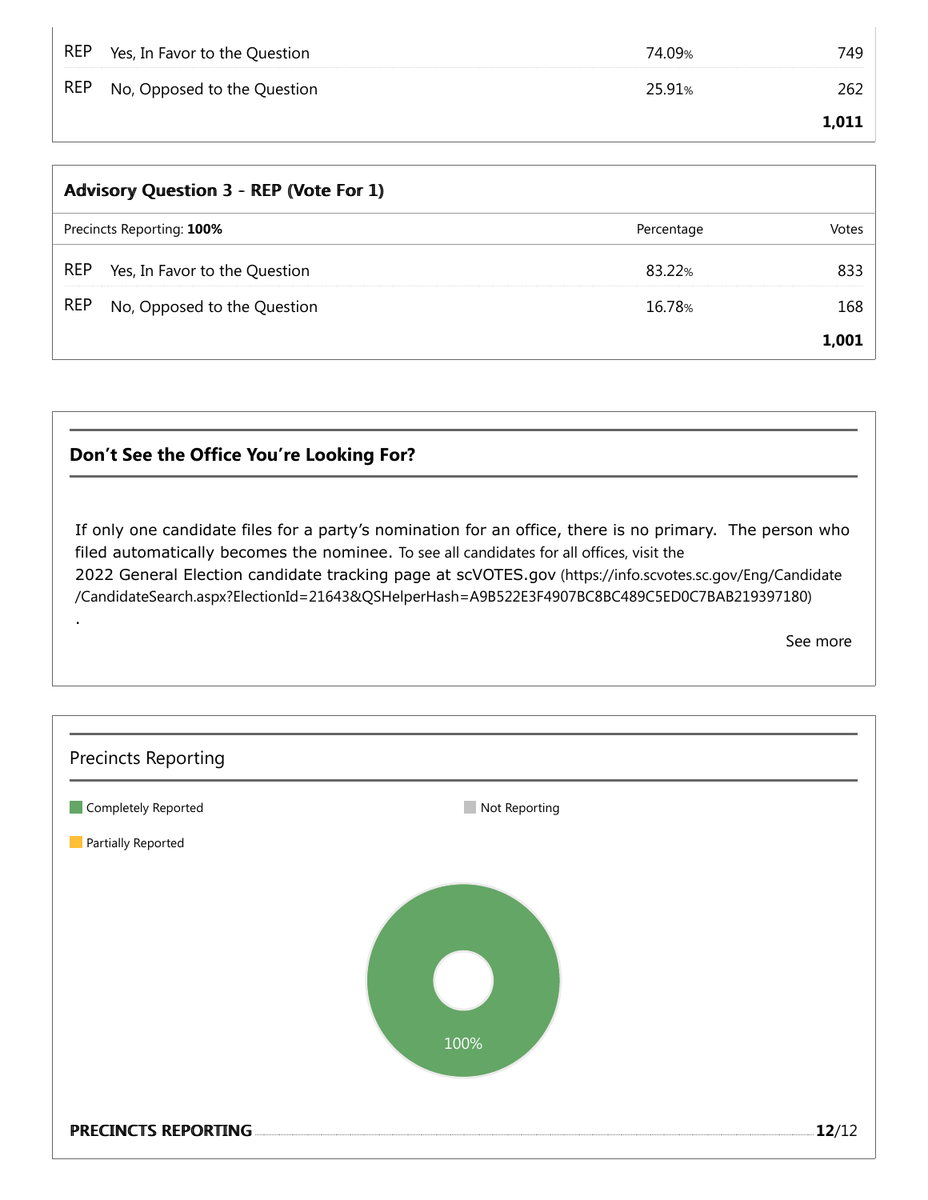| | | Percentage | Votes |
|---|---|---|---|
| REP | Yes, In Favor to the Question | 74.09% | 749 |
| REP | No, Opposed to the Question | 25.91% | 262 |
| | | | **1,011** |

## Advisory Question 3 - REP (Vote For 1)

| Precincts Reporting: **100%** | | Percentage | Votes |
|---|---|---|---|
| REP | Yes, In Favor to the Question | 83.22% | 833 |
| REP | No, Opposed to the Question | 16.78% | 168 |
| | | | **1,001** |

## Don't See the Office You're Looking For?

If only one candidate files for a party's nomination for an office, there is no primary. The person who filed automatically becomes the nominee. To see all candidates for all offices, visit the 2022 General Election candidate tracking page at scVOTES.gov (https://info.scvotes.sc.gov/Eng/Candidate/CandidateSearch.aspx?ElectionId=21643&QSHelperHash=A9B522E3F4907BC8BC489C5ED0C7BAB219397180).

See more

## Precincts Reporting

Completely Reported

Not Reporting

Partially Reported

100%

**PRECINCTS REPORTING** **12**/12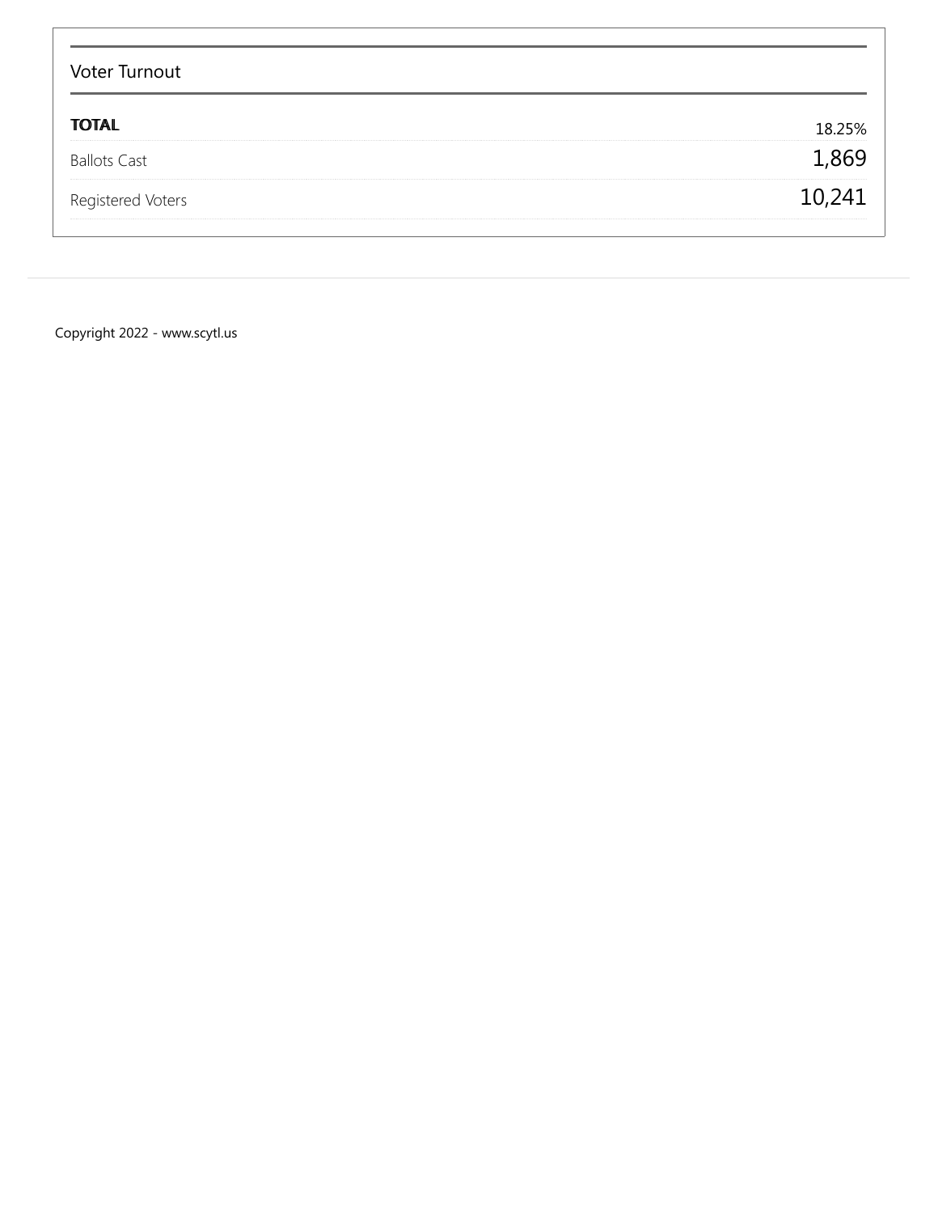## Voter Turnout

| | |
|---|---|
| **TOTAL** | 18.25% |
| Ballots Cast | 1,869 |
| Registered Voters | 10,241 |

Copyright 2022 - www.scytl.us